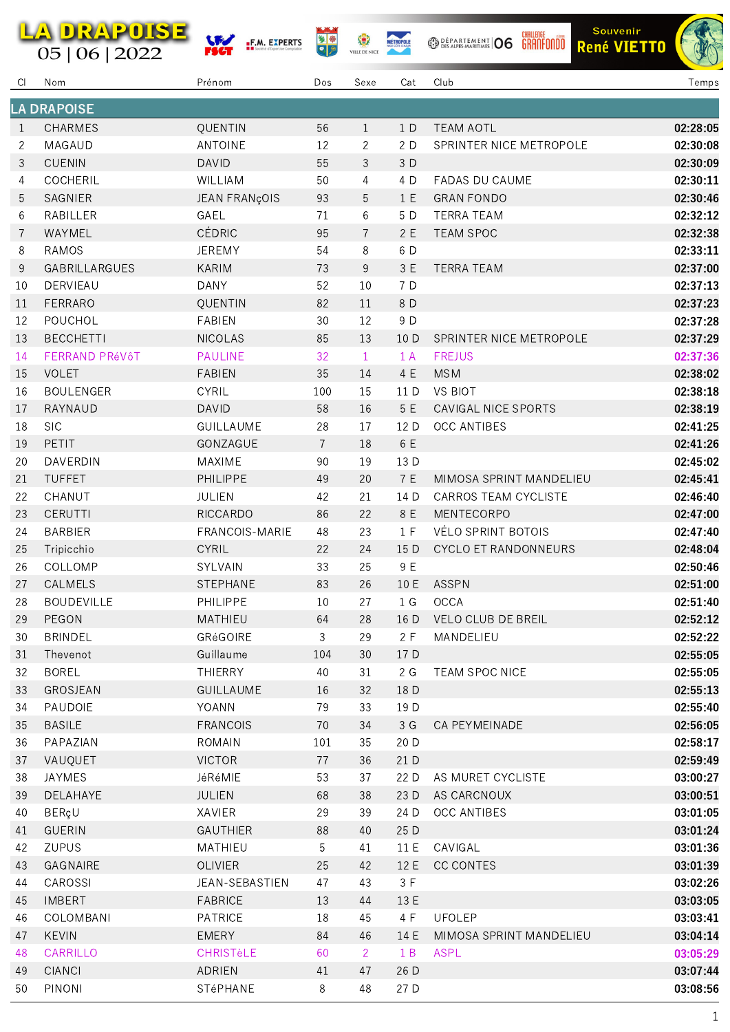# LA DRAPOISE

05 | 06 | 2022

Souvenir René VIETTO

| Cl | Nom | Prénom | Dos | Sexe | Cat | Club | Temps |
|---|---|---|---|---|---|---|---|
| **LA DRAPOISE** | | | | | | | |
| 1 | CHARMES | QUENTIN | 56 | 1 | 1 D | TEAM AOTL | **02:28:05** |
| 2 | MAGAUD | ANTOINE | 12 | 2 | 2 D | SPRINTER NICE METROPOLE | **02:30:08** |
| 3 | CUENIN | DAVID | 55 | 3 | 3 D | | **02:30:09** |
| 4 | COCHERIL | WILLIAM | 50 | 4 | 4 D | FADAS DU CAUME | **02:30:11** |
| 5 | SAGNIER | JEAN FRANçOIS | 93 | 5 | 1 E | GRAN FONDO | **02:30:46** |
| 6 | RABILLER | GAEL | 71 | 6 | 5 D | TERRA TEAM | **02:32:12** |
| 7 | WAYMEL | CÉDRIC | 95 | 7 | 2 E | TEAM SPOC | **02:32:38** |
| 8 | RAMOS | JEREMY | 54 | 8 | 6 D | | **02:33:11** |
| 9 | GABRILLARGUES | KARIM | 73 | 9 | 3 E | TERRA TEAM | **02:37:00** |
| 10 | DERVIEAU | DANY | 52 | 10 | 7 D | | **02:37:13** |
| 11 | FERRARO | QUENTIN | 82 | 11 | 8 D | | **02:37:23** |
| 12 | POUCHOL | FABIEN | 30 | 12 | 9 D | | **02:37:28** |
| 13 | BECCHETTI | NICOLAS | 85 | 13 | 10 D | SPRINTER NICE METROPOLE | **02:37:29** |
| 14 | FERRAND PRéVôT | PAULINE | 32 | 1 | 1 A | FREJUS | **02:37:36** |
| 15 | VOLET | FABIEN | 35 | 14 | 4 E | MSM | **02:38:02** |
| 16 | BOULENGER | CYRIL | 100 | 15 | 11 D | VS BIOT | **02:38:18** |
| 17 | RAYNAUD | DAVID | 58 | 16 | 5 E | CAVIGAL NICE SPORTS | **02:38:19** |
| 18 | SIC | GUILLAUME | 28 | 17 | 12 D | OCC ANTIBES | **02:41:25** |
| 19 | PETIT | GONZAGUE | 7 | 18 | 6 E | | **02:41:26** |
| 20 | DAVERDIN | MAXIME | 90 | 19 | 13 D | | **02:45:02** |
| 21 | TUFFET | PHILIPPE | 49 | 20 | 7 E | MIMOSA SPRINT MANDELIEU | **02:45:41** |
| 22 | CHANUT | JULIEN | 42 | 21 | 14 D | CARROS TEAM CYCLISTE | **02:46:40** |
| 23 | CERUTTI | RICCARDO | 86 | 22 | 8 E | MENTECORPO | **02:47:00** |
| 24 | BARBIER | FRANCOIS-MARIE | 48 | 23 | 1 F | VÉLO SPRINT BOTOIS | **02:47:40** |
| 25 | Tripicchio | CYRIL | 22 | 24 | 15 D | CYCLO ET RANDONNEURS | **02:48:04** |
| 26 | COLLOMP | SYLVAIN | 33 | 25 | 9 E | | **02:50:46** |
| 27 | CALMELS | STEPHANE | 83 | 26 | 10 E | ASSPN | **02:51:00** |
| 28 | BOUDEVILLE | PHILIPPE | 10 | 27 | 1 G | OCCA | **02:51:40** |
| 29 | PEGON | MATHIEU | 64 | 28 | 16 D | VELO CLUB DE BREIL | **02:52:12** |
| 30 | BRINDEL | GRéGOIRE | 3 | 29 | 2 F | MANDELIEU | **02:52:22** |
| 31 | Thevenot | Guillaume | 104 | 30 | 17 D | | **02:55:05** |
| 32 | BOREL | THIERRY | 40 | 31 | 2 G | TEAM SPOC NICE | **02:55:05** |
| 33 | GROSJEAN | GUILLAUME | 16 | 32 | 18 D | | **02:55:13** |
| 34 | PAUDOIE | YOANN | 79 | 33 | 19 D | | **02:55:40** |
| 35 | BASILE | FRANCOIS | 70 | 34 | 3 G | CA PEYMEINADE | **02:56:05** |
| 36 | PAPAZIAN | ROMAIN | 101 | 35 | 20 D | | **02:58:17** |
| 37 | VAUQUET | VICTOR | 77 | 36 | 21 D | | **02:59:49** |
| 38 | JAYMES | JéRéMIE | 53 | 37 | 22 D | AS MURET CYCLISTE | **03:00:27** |
| 39 | DELAHAYE | JULIEN | 68 | 38 | 23 D | AS CARCNOUX | **03:00:51** |
| 40 | BERçU | XAVIER | 29 | 39 | 24 D | OCC ANTIBES | **03:01:05** |
| 41 | GUERIN | GAUTHIER | 88 | 40 | 25 D | | **03:01:24** |
| 42 | ZUPUS | MATHIEU | 5 | 41 | 11 E | CAVIGAL | **03:01:36** |
| 43 | GAGNAIRE | OLIVIER | 25 | 42 | 12 E | CC CONTES | **03:01:39** |
| 44 | CAROSSI | JEAN-SEBASTIEN | 47 | 43 | 3 F | | **03:02:26** |
| 45 | IMBERT | FABRICE | 13 | 44 | 13 E | | **03:03:05** |
| 46 | COLOMBANI | PATRICE | 18 | 45 | 4 F | UFOLEP | **03:03:41** |
| 47 | KEVIN | EMERY | 84 | 46 | 14 E | MIMOSA SPRINT MANDELIEU | **03:04:14** |
| 48 | CARRILLO | CHRISTèLE | 60 | 2 | 1 B | ASPL | **03:05:29** |
| 49 | CIANCI | ADRIEN | 41 | 47 | 26 D | | **03:07:44** |
| 50 | PINONI | STéPHANE | 8 | 48 | 27 D | | **03:08:56** |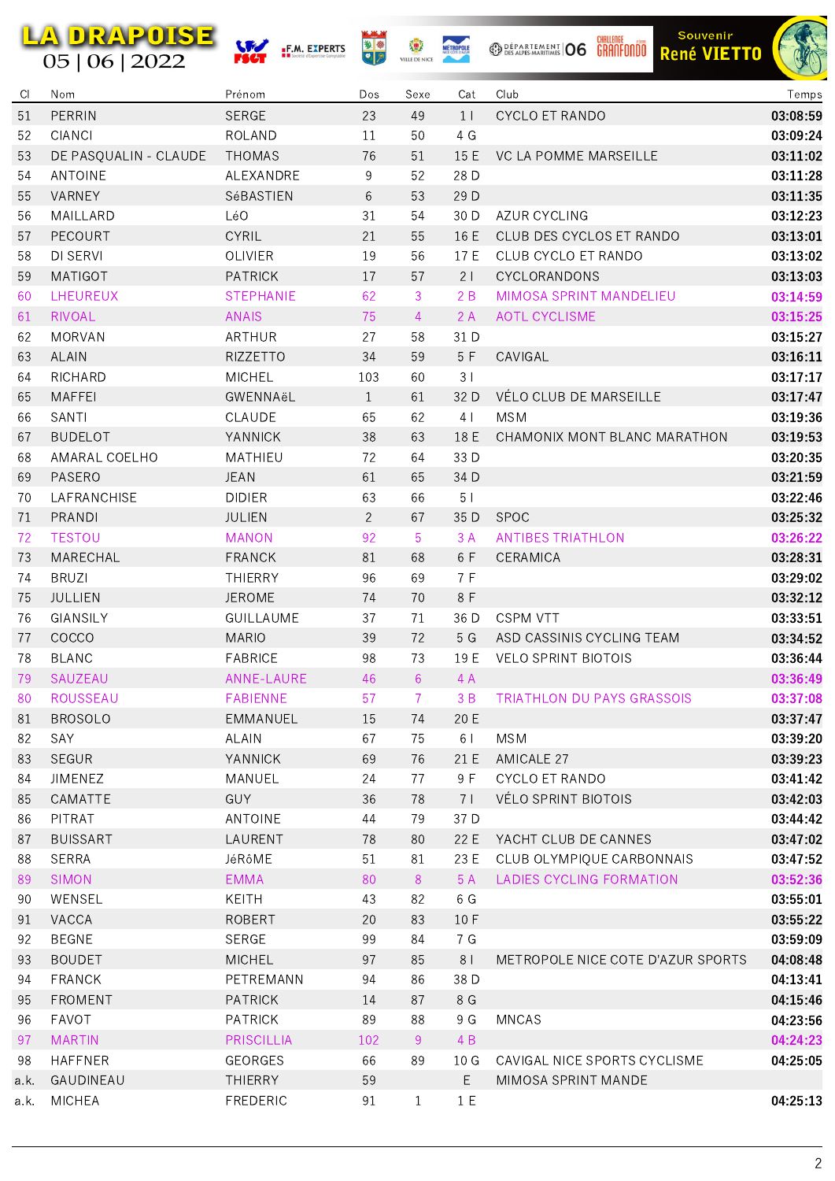LA DRAPOISE
05 | 06 | 2022

Souvenir René VIETTO

| Cl | Nom | Prénom | Dos | Sexe | Cat | Club | Temps |
|---|---|---|---|---|---|---|---|
| 51 | PERRIN | SERGE | 23 | 49 | 1 I | CYCLO ET RANDO | 03:08:59 |
| 52 | CIANCI | ROLAND | 11 | 50 | 4 G | | 03:09:24 |
| 53 | DE PASQUALIN - CLAUDE | THOMAS | 76 | 51 | 15 E | VC LA POMME MARSEILLE | 03:11:02 |
| 54 | ANTOINE | ALEXANDRE | 9 | 52 | 28 D | | 03:11:28 |
| 55 | VARNEY | SéBASTIEN | 6 | 53 | 29 D | | 03:11:35 |
| 56 | MAILLARD | LéO | 31 | 54 | 30 D | AZUR CYCLING | 03:12:23 |
| 57 | PECOURT | CYRIL | 21 | 55 | 16 E | CLUB DES CYCLOS ET RANDO | 03:13:01 |
| 58 | DI SERVI | OLIVIER | 19 | 56 | 17 E | CLUB CYCLO ET RANDO | 03:13:02 |
| 59 | MATIGOT | PATRICK | 17 | 57 | 2 I | CYCLORANDONS | 03:13:03 |
| 60 | LHEUREUX | STEPHANIE | 62 | 3 | 2 B | MIMOSA SPRINT MANDELIEU | 03:14:59 |
| 61 | RIVOAL | ANAIS | 75 | 4 | 2 A | AOTL CYCLISME | 03:15:25 |
| 62 | MORVAN | ARTHUR | 27 | 58 | 31 D | | 03:15:27 |
| 63 | ALAIN | RIZZETTO | 34 | 59 | 5 F | CAVIGAL | 03:16:11 |
| 64 | RICHARD | MICHEL | 103 | 60 | 3 I | | 03:17:17 |
| 65 | MAFFEI | GWENNAëL | 1 | 61 | 32 D | VÉLO CLUB DE MARSEILLE | 03:17:47 |
| 66 | SANTI | CLAUDE | 65 | 62 | 4 I | MSM | 03:19:36 |
| 67 | BUDELOT | YANNICK | 38 | 63 | 18 E | CHAMONIX MONT BLANC MARATHON | 03:19:53 |
| 68 | AMARAL COELHO | MATHIEU | 72 | 64 | 33 D | | 03:20:35 |
| 69 | PASERO | JEAN | 61 | 65 | 34 D | | 03:21:59 |
| 70 | LAFRANCHISE | DIDIER | 63 | 66 | 5 I | | 03:22:46 |
| 71 | PRANDI | JULIEN | 2 | 67 | 35 D | SPOC | 03:25:32 |
| 72 | TESTOU | MANON | 92 | 5 | 3 A | ANTIBES TRIATHLON | 03:26:22 |
| 73 | MARECHAL | FRANCK | 81 | 68 | 6 F | CERAMICA | 03:28:31 |
| 74 | BRUZI | THIERRY | 96 | 69 | 7 F | | 03:29:02 |
| 75 | JULLIEN | JEROME | 74 | 70 | 8 F | | 03:32:12 |
| 76 | GIANSILY | GUILLAUME | 37 | 71 | 36 D | CSPM VTT | 03:33:51 |
| 77 | COCCO | MARIO | 39 | 72 | 5 G | ASD CASSINIS CYCLING TEAM | 03:34:52 |
| 78 | BLANC | FABRICE | 98 | 73 | 19 E | VELO SPRINT BIOTOIS | 03:36:44 |
| 79 | SAUZEAU | ANNE-LAURE | 46 | 6 | 4 A | | 03:36:49 |
| 80 | ROUSSEAU | FABIENNE | 57 | 7 | 3 B | TRIATHLON DU PAYS GRASSOIS | 03:37:08 |
| 81 | BROSOLO | EMMANUEL | 15 | 74 | 20 E | | 03:37:47 |
| 82 | SAY | ALAIN | 67 | 75 | 6 I | MSM | 03:39:20 |
| 83 | SEGUR | YANNICK | 69 | 76 | 21 E | AMICALE 27 | 03:39:23 |
| 84 | JIMENEZ | MANUEL | 24 | 77 | 9 F | CYCLO ET RANDO | 03:41:42 |
| 85 | CAMATTE | GUY | 36 | 78 | 7 I | VÉLO SPRINT BIOTOIS | 03:42:03 |
| 86 | PITRAT | ANTOINE | 44 | 79 | 37 D | | 03:44:42 |
| 87 | BUISSART | LAURENT | 78 | 80 | 22 E | YACHT CLUB DE CANNES | 03:47:02 |
| 88 | SERRA | JéRôME | 51 | 81 | 23 E | CLUB OLYMPIQUE CARBONNAIS | 03:47:52 |
| 89 | SIMON | EMMA | 80 | 8 | 5 A | LADIES CYCLING FORMATION | 03:52:36 |
| 90 | WENSEL | KEITH | 43 | 82 | 6 G | | 03:55:01 |
| 91 | VACCA | ROBERT | 20 | 83 | 10 F | | 03:55:22 |
| 92 | BEGNE | SERGE | 99 | 84 | 7 G | | 03:59:09 |
| 93 | BOUDET | MICHEL | 97 | 85 | 8 I | METROPOLE NICE COTE D'AZUR SPORTS | 04:08:48 |
| 94 | FRANCK | PETREMANN | 94 | 86 | 38 D | | 04:13:41 |
| 95 | FROMENT | PATRICK | 14 | 87 | 8 G | | 04:15:46 |
| 96 | FAVOT | PATRICK | 89 | 88 | 9 G | MNCAS | 04:23:56 |
| 97 | MARTIN | PRISCILLIA | 102 | 9 | 4 B | | 04:24:23 |
| 98 | HAFFNER | GEORGES | 66 | 89 | 10 G | CAVIGAL NICE SPORTS CYCLISME | 04:25:05 |
| a.k. | GAUDINEAU | THIERRY | 59 | | E | MIMOSA SPRINT MANDE | |
| a.k. | MICHEA | FREDERIC | 91 | 1 | 1 E | | 04:25:13 |